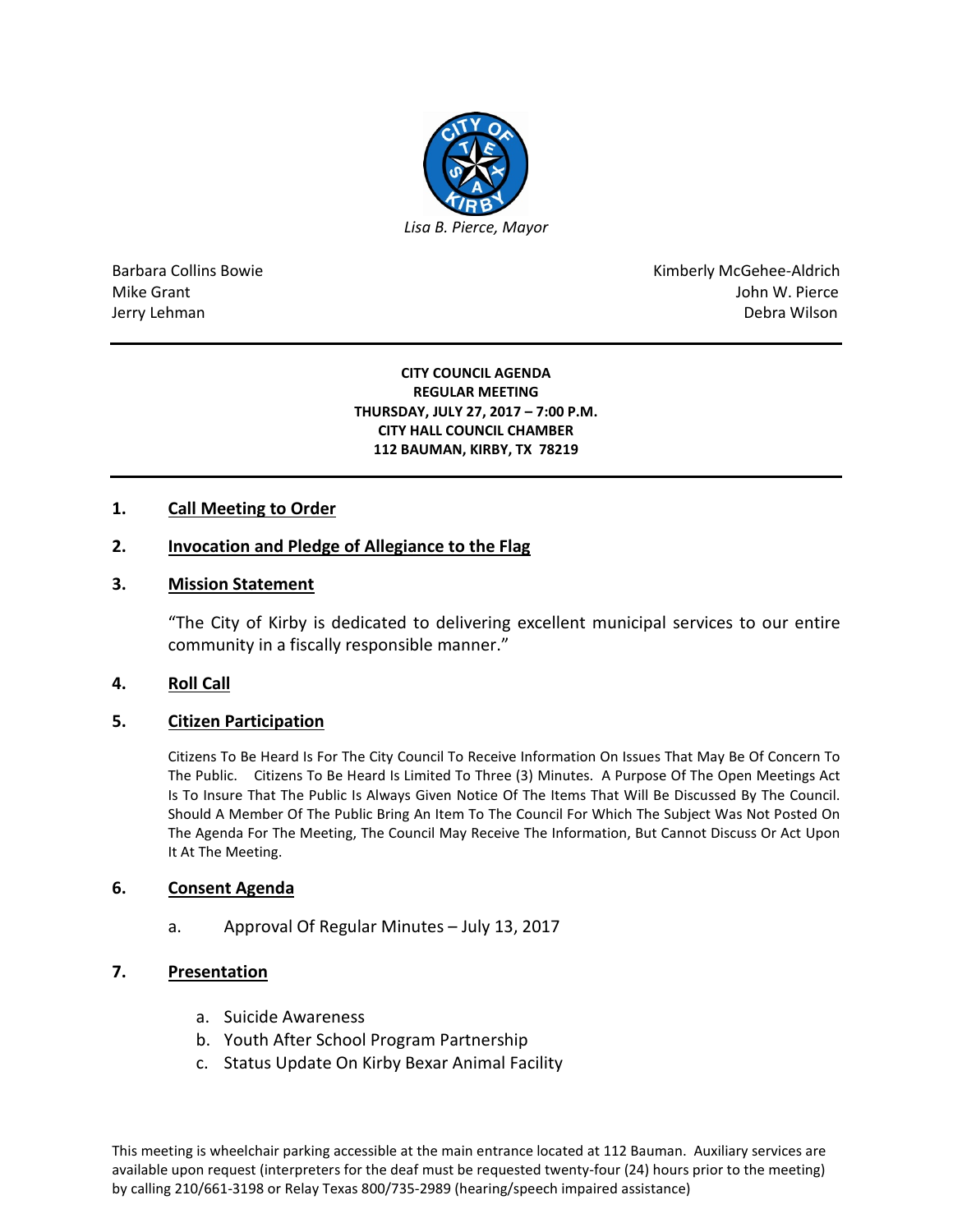*Lisa B. Pierce, Mayor*

Barbara Collins Bowie
Mike Grant
Jerry Lehman

Kimberly McGehee-Aldrich
John W. Pierce
Debra Wilson

---

**CITY COUNCIL AGENDA**
**REGULAR MEETING**
**THURSDAY, JULY 27, 2017 – 7:00 P.M.**
**CITY HALL COUNCIL CHAMBER**
**112 BAUMAN, KIRBY, TX 78219**

---

## 1. Call Meeting to Order

## 2. Invocation and Pledge of Allegiance to the Flag

## 3. Mission Statement

"The City of Kirby is dedicated to delivering excellent municipal services to our entire community in a fiscally responsible manner."

## 4. Roll Call

## 5. Citizen Participation

Citizens To Be Heard Is For The City Council To Receive Information On Issues That May Be Of Concern To The Public. Citizens To Be Heard Is Limited To Three (3) Minutes. A Purpose Of The Open Meetings Act Is To Insure That The Public Is Always Given Notice Of The Items That Will Be Discussed By The Council. Should A Member Of The Public Bring An Item To The Council For Which The Subject Was Not Posted On The Agenda For The Meeting, The Council May Receive The Information, But Cannot Discuss Or Act Upon It At The Meeting.

## 6. Consent Agenda

a. Approval Of Regular Minutes – July 13, 2017

## 7. Presentation

a. Suicide Awareness
b. Youth After School Program Partnership
c. Status Update On Kirby Bexar Animal Facility

This meeting is wheelchair parking accessible at the main entrance located at 112 Bauman. Auxiliary services are available upon request (interpreters for the deaf must be requested twenty-four (24) hours prior to the meeting) by calling 210/661-3198 or Relay Texas 800/735-2989 (hearing/speech impaired assistance)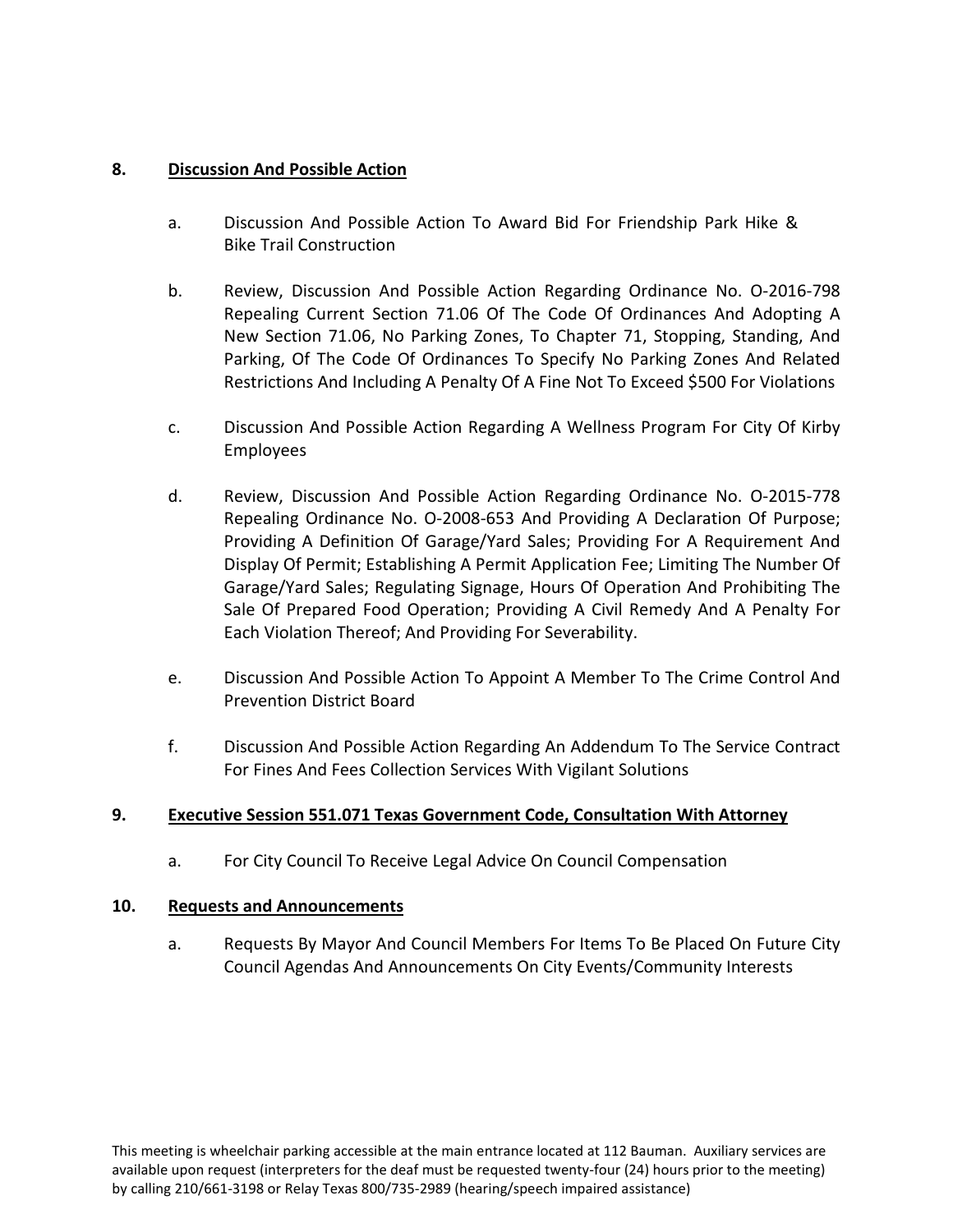## 8. Discussion And Possible Action

a. Discussion And Possible Action To Award Bid For Friendship Park Hike & Bike Trail Construction

b. Review, Discussion And Possible Action Regarding Ordinance No. O-2016-798 Repealing Current Section 71.06 Of The Code Of Ordinances And Adopting A New Section 71.06, No Parking Zones, To Chapter 71, Stopping, Standing, And Parking, Of The Code Of Ordinances To Specify No Parking Zones And Related Restrictions And Including A Penalty Of A Fine Not To Exceed $500 For Violations

c. Discussion And Possible Action Regarding A Wellness Program For City Of Kirby Employees

d. Review, Discussion And Possible Action Regarding Ordinance No. O-2015-778 Repealing Ordinance No. O-2008-653 And Providing A Declaration Of Purpose; Providing A Definition Of Garage/Yard Sales; Providing For A Requirement And Display Of Permit; Establishing A Permit Application Fee; Limiting The Number Of Garage/Yard Sales; Regulating Signage, Hours Of Operation And Prohibiting The Sale Of Prepared Food Operation; Providing A Civil Remedy And A Penalty For Each Violation Thereof; And Providing For Severability.

e. Discussion And Possible Action To Appoint A Member To The Crime Control And Prevention District Board

f. Discussion And Possible Action Regarding An Addendum To The Service Contract For Fines And Fees Collection Services With Vigilant Solutions

## 9. Executive Session 551.071 Texas Government Code, Consultation With Attorney

a. For City Council To Receive Legal Advice On Council Compensation

## 10. Requests and Announcements

a. Requests By Mayor And Council Members For Items To Be Placed On Future City Council Agendas And Announcements On City Events/Community Interests

This meeting is wheelchair parking accessible at the main entrance located at 112 Bauman. Auxiliary services are available upon request (interpreters for the deaf must be requested twenty-four (24) hours prior to the meeting) by calling 210/661-3198 or Relay Texas 800/735-2989 (hearing/speech impaired assistance)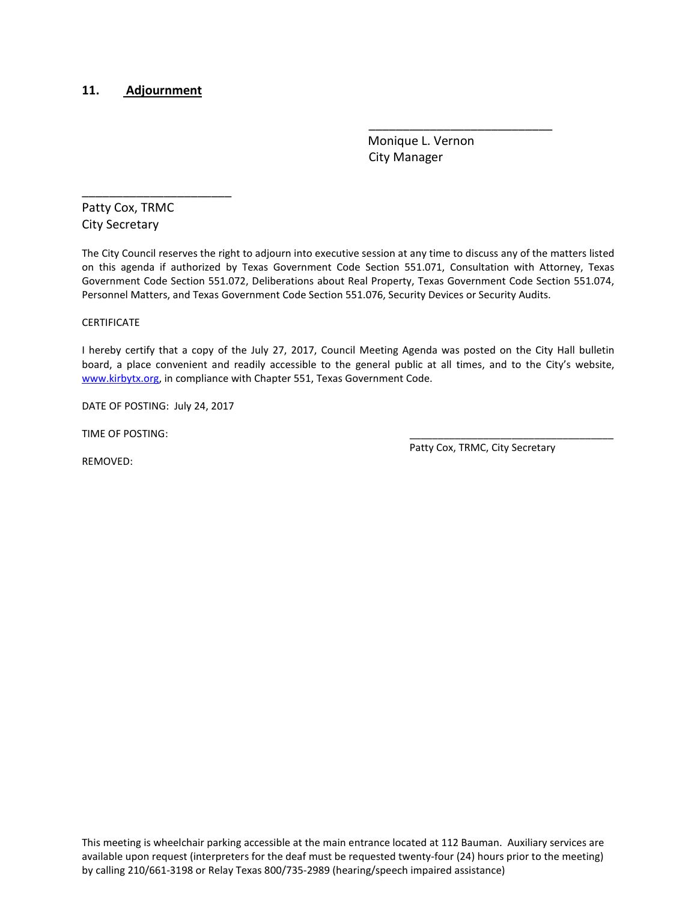## 11. Adjournment

\_\_\_\_\_\_\_\_\_\_\_\_\_\_\_\_\_\_\_\_\_\_\_\_\_\_\_\_
Monique L. Vernon
City Manager

\_\_\_\_\_\_\_\_\_\_\_\_\_\_\_\_\_\_\_\_\_\_\_
Patty Cox, TRMC
City Secretary

The City Council reserves the right to adjourn into executive session at any time to discuss any of the matters listed on this agenda if authorized by Texas Government Code Section 551.071, Consultation with Attorney, Texas Government Code Section 551.072, Deliberations about Real Property, Texas Government Code Section 551.074, Personnel Matters, and Texas Government Code Section 551.076, Security Devices or Security Audits.

CERTIFICATE

I hereby certify that a copy of the July 27, 2017, Council Meeting Agenda was posted on the City Hall bulletin board, a place convenient and readily accessible to the general public at all times, and to the City's website, [www.kirbytx.org](http://www.kirbytx.org), in compliance with Chapter 551, Texas Government Code.

DATE OF POSTING: July 24, 2017

TIME OF POSTING:

\_\_\_\_\_\_\_\_\_\_\_\_\_\_\_\_\_\_\_\_\_\_\_\_\_\_\_\_\_\_\_\_\_
Patty Cox, TRMC, City Secretary

REMOVED:

This meeting is wheelchair parking accessible at the main entrance located at 112 Bauman. Auxiliary services are available upon request (interpreters for the deaf must be requested twenty-four (24) hours prior to the meeting) by calling 210/661-3198 or Relay Texas 800/735-2989 (hearing/speech impaired assistance)